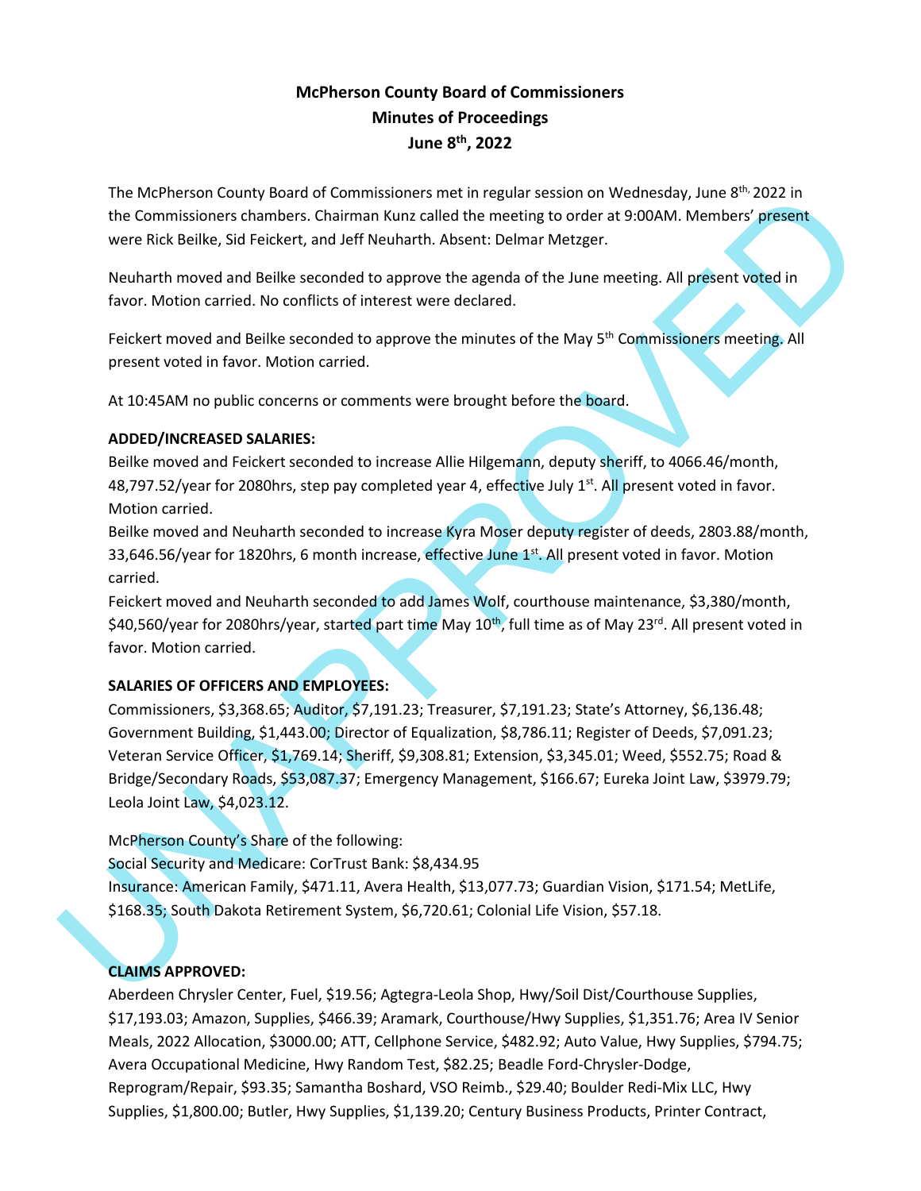# McPherson County Board of Commissioners
## Minutes of Proceedings
## June 8th, 2022

The McPherson County Board of Commissioners met in regular session on Wednesday, June 8th, 2022 in the Commissioners chambers. Chairman Kunz called the meeting to order at 9:00AM. Members' present were Rick Beilke, Sid Feickert, and Jeff Neuharth. Absent: Delmar Metzger.

Neuharth moved and Beilke seconded to approve the agenda of the June meeting. All present voted in favor. Motion carried. No conflicts of interest were declared.

Feickert moved and Beilke seconded to approve the minutes of the May 5th Commissioners meeting. All present voted in favor. Motion carried.

At 10:45AM no public concerns or comments were brought before the board.

**ADDED/INCREASED SALARIES:**

Beilke moved and Feickert seconded to increase Allie Hilgemann, deputy sheriff, to 4066.46/month, 48,797.52/year for 2080hrs, step pay completed year 4, effective July 1st. All present voted in favor. Motion carried.

Beilke moved and Neuharth seconded to increase Kyra Moser deputy register of deeds, 2803.88/month, 33,646.56/year for 1820hrs, 6 month increase, effective June 1st. All present voted in favor. Motion carried.

Feickert moved and Neuharth seconded to add James Wolf, courthouse maintenance, $3,380/month, $40,560/year for 2080hrs/year, started part time May 10th, full time as of May 23rd. All present voted in favor. Motion carried.

**SALARIES OF OFFICERS AND EMPLOYEES:**

Commissioners, $3,368.65; Auditor, $7,191.23; Treasurer, $7,191.23; State's Attorney, $6,136.48; Government Building, $1,443.00; Director of Equalization, $8,786.11; Register of Deeds, $7,091.23; Veteran Service Officer, $1,769.14; Sheriff, $9,308.81; Extension, $3,345.01; Weed, $552.75; Road & Bridge/Secondary Roads, $53,087.37; Emergency Management, $166.67; Eureka Joint Law, $3979.79; Leola Joint Law, $4,023.12.

McPherson County's Share of the following:

Social Security and Medicare: CorTrust Bank: $8,434.95

Insurance: American Family, $471.11, Avera Health, $13,077.73; Guardian Vision, $171.54; MetLife, $168.35; South Dakota Retirement System, $6,720.61; Colonial Life Vision, $57.18.

**CLAIMS APPROVED:**

Aberdeen Chrysler Center, Fuel, $19.56; Agtegra-Leola Shop, Hwy/Soil Dist/Courthouse Supplies, $17,193.03; Amazon, Supplies, $466.39; Aramark, Courthouse/Hwy Supplies, $1,351.76; Area IV Senior Meals, 2022 Allocation, $3000.00; ATT, Cellphone Service, $482.92; Auto Value, Hwy Supplies, $794.75; Avera Occupational Medicine, Hwy Random Test, $82.25; Beadle Ford-Chrysler-Dodge, Reprogram/Repair, $93.35; Samantha Boshard, VSO Reimb., $29.40; Boulder Redi-Mix LLC, Hwy Supplies, $1,800.00; Butler, Hwy Supplies, $1,139.20; Century Business Products, Printer Contract,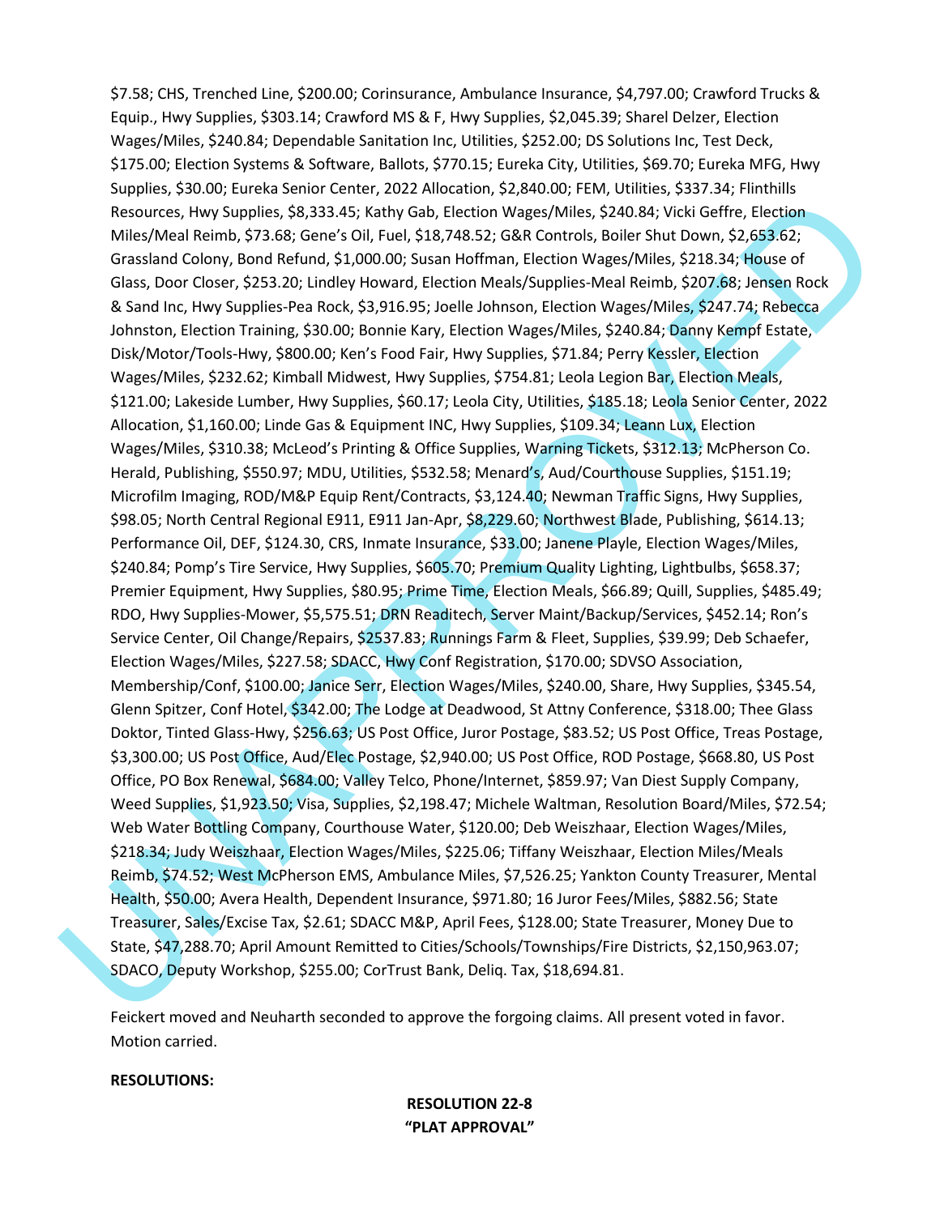$7.58; CHS, Trenched Line, $200.00; Corinsurance, Ambulance Insurance, $4,797.00; Crawford Trucks & Equip., Hwy Supplies, $303.14; Crawford MS & F, Hwy Supplies, $2,045.39; Sharel Delzer, Election Wages/Miles, $240.84; Dependable Sanitation Inc, Utilities, $252.00; DS Solutions Inc, Test Deck, $175.00; Election Systems & Software, Ballots, $770.15; Eureka City, Utilities, $69.70; Eureka MFG, Hwy Supplies, $30.00; Eureka Senior Center, 2022 Allocation, $2,840.00; FEM, Utilities, $337.34; Flinthills Resources, Hwy Supplies, $8,333.45; Kathy Gab, Election Wages/Miles, $240.84; Vicki Geffre, Election Miles/Meal Reimb, $73.68; Gene's Oil, Fuel, $18,748.52; G&R Controls, Boiler Shut Down, $2,653.62; Grassland Colony, Bond Refund, $1,000.00; Susan Hoffman, Election Wages/Miles, $218.34; House of Glass, Door Closer, $253.20; Lindley Howard, Election Meals/Supplies-Meal Reimb, $207.68; Jensen Rock & Sand Inc, Hwy Supplies-Pea Rock, $3,916.95; Joelle Johnson, Election Wages/Miles, $247.74; Rebecca Johnston, Election Training, $30.00; Bonnie Kary, Election Wages/Miles, $240.84; Danny Kempf Estate, Disk/Motor/Tools-Hwy, $800.00; Ken's Food Fair, Hwy Supplies, $71.84; Perry Kessler, Election Wages/Miles, $232.62; Kimball Midwest, Hwy Supplies, $754.81; Leola Legion Bar, Election Meals, $121.00; Lakeside Lumber, Hwy Supplies, $60.17; Leola City, Utilities, $185.18; Leola Senior Center, 2022 Allocation, $1,160.00; Linde Gas & Equipment INC, Hwy Supplies, $109.34; Leann Lux, Election Wages/Miles, $310.38; McLeod's Printing & Office Supplies, Warning Tickets, $312.13; McPherson Co. Herald, Publishing, $550.97; MDU, Utilities, $532.58; Menard's, Aud/Courthouse Supplies, $151.19; Microfilm Imaging, ROD/M&P Equip Rent/Contracts, $3,124.40; Newman Traffic Signs, Hwy Supplies, $98.05; North Central Regional E911, E911 Jan-Apr, $8,229.60; Northwest Blade, Publishing, $614.13; Performance Oil, DEF, $124.30, CRS, Inmate Insurance, $33.00; Janene Playle, Election Wages/Miles, $240.84; Pomp's Tire Service, Hwy Supplies, $605.70; Premium Quality Lighting, Lightbulbs, $658.37; Premier Equipment, Hwy Supplies, $80.95; Prime Time, Election Meals, $66.89; Quill, Supplies, $485.49; RDO, Hwy Supplies-Mower, $5,575.51; DRN Readitech, Server Maint/Backup/Services, $452.14; Ron's Service Center, Oil Change/Repairs, $2537.83; Runnings Farm & Fleet, Supplies, $39.99; Deb Schaefer, Election Wages/Miles, $227.58; SDACC, Hwy Conf Registration, $170.00; SDVSO Association, Membership/Conf, $100.00; Janice Serr, Election Wages/Miles, $240.00, Share, Hwy Supplies, $345.54, Glenn Spitzer, Conf Hotel, $342.00; The Lodge at Deadwood, St Attny Conference, $318.00; Thee Glass Doktor, Tinted Glass-Hwy, $256.63; US Post Office, Juror Postage, $83.52; US Post Office, Treas Postage, $3,300.00; US Post Office, Aud/Elec Postage, $2,940.00; US Post Office, ROD Postage, $668.80, US Post Office, PO Box Renewal, $684.00; Valley Telco, Phone/Internet, $859.97; Van Diest Supply Company, Weed Supplies, $1,923.50; Visa, Supplies, $2,198.47; Michele Waltman, Resolution Board/Miles, $72.54; Web Water Bottling Company, Courthouse Water, $120.00; Deb Weiszhaar, Election Wages/Miles, $218.34; Judy Weiszhaar, Election Wages/Miles, $225.06; Tiffany Weiszhaar, Election Miles/Meals Reimb, $74.52; West McPherson EMS, Ambulance Miles, $7,526.25; Yankton County Treasurer, Mental Health, $50.00; Avera Health, Dependent Insurance, $971.80; 16 Juror Fees/Miles, $882.56; State Treasurer, Sales/Excise Tax, $2.61; SDACC M&P, April Fees, $128.00; State Treasurer, Money Due to State, $47,288.70; April Amount Remitted to Cities/Schools/Townships/Fire Districts, $2,150,963.07; SDACO, Deputy Workshop, $255.00; CorTrust Bank, Deliq. Tax, $18,694.81.

Feickert moved and Neuharth seconded to approve the forgoing claims. All present voted in favor. Motion carried.

**RESOLUTIONS:**

**RESOLUTION 22-8**
**"PLAT APPROVAL"**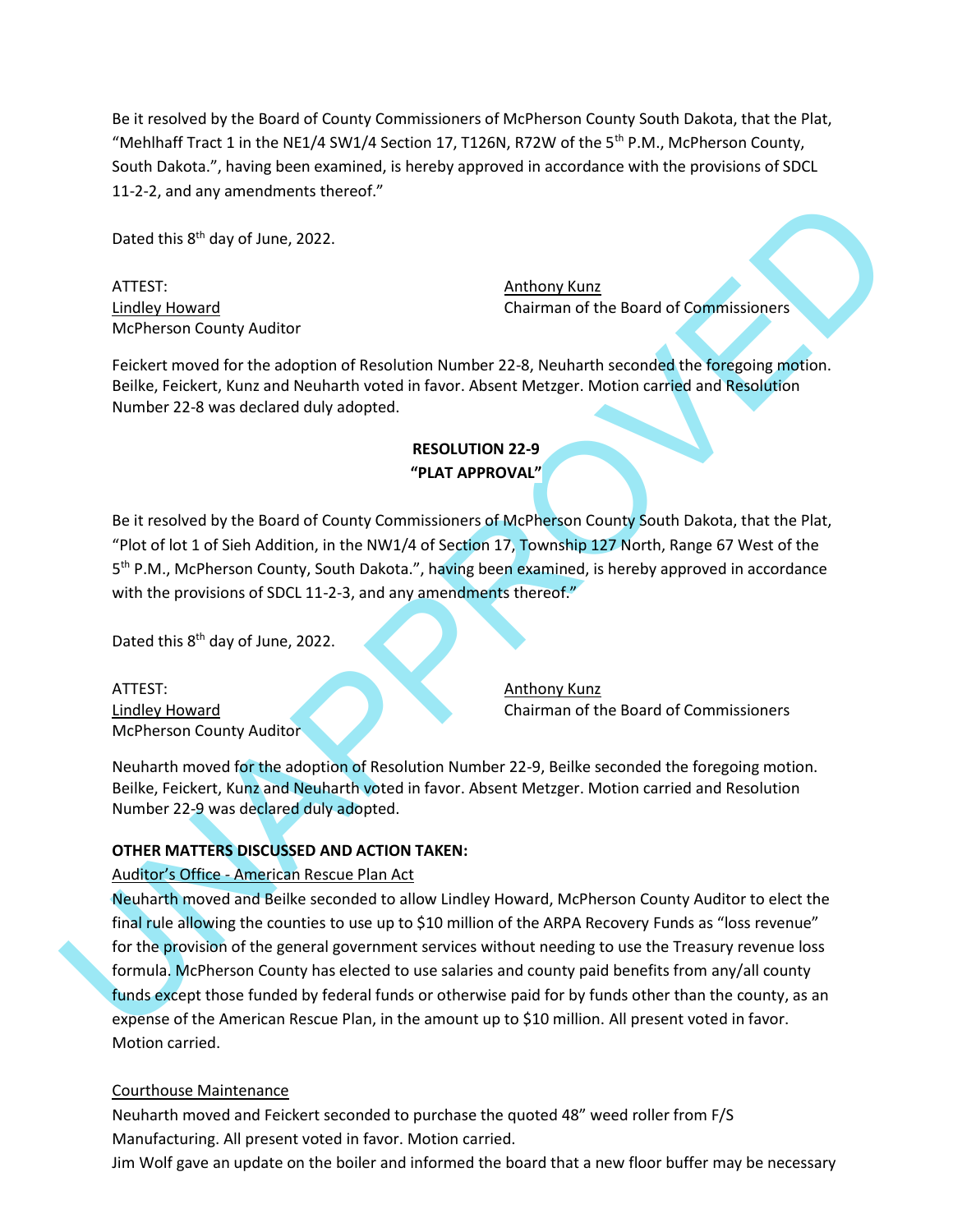Be it resolved by the Board of County Commissioners of McPherson County South Dakota, that the Plat, "Mehlhaff Tract 1 in the NE1/4 SW1/4 Section 17, T126N, R72W of the 5th P.M., McPherson County, South Dakota.", having been examined, is hereby approved in accordance with the provisions of SDCL 11-2-2, and any amendments thereof."

Dated this 8th day of June, 2022.

ATTEST:
Lindley Howard
McPherson County Auditor

Anthony Kunz
Chairman of the Board of Commissioners

Feickert moved for the adoption of Resolution Number 22-8, Neuharth seconded the foregoing motion. Beilke, Feickert, Kunz and Neuharth voted in favor. Absent Metzger. Motion carried and Resolution Number 22-8 was declared duly adopted.

**RESOLUTION 22-9**
**"PLAT APPROVAL"**

Be it resolved by the Board of County Commissioners of McPherson County South Dakota, that the Plat, "Plot of lot 1 of Sieh Addition, in the NW1/4 of Section 17, Township 127 North, Range 67 West of the 5th P.M., McPherson County, South Dakota.", having been examined, is hereby approved in accordance with the provisions of SDCL 11-2-3, and any amendments thereof."

Dated this 8th day of June, 2022.

ATTEST:
Lindley Howard
McPherson County Auditor

Anthony Kunz
Chairman of the Board of Commissioners

Neuharth moved for the adoption of Resolution Number 22-9, Beilke seconded the foregoing motion. Beilke, Feickert, Kunz and Neuharth voted in favor. Absent Metzger. Motion carried and Resolution Number 22-9 was declared duly adopted.

**OTHER MATTERS DISCUSSED AND ACTION TAKEN:**

Auditor's Office - American Rescue Plan Act

Neuharth moved and Beilke seconded to allow Lindley Howard, McPherson County Auditor to elect the final rule allowing the counties to use up to $10 million of the ARPA Recovery Funds as "loss revenue" for the provision of the general government services without needing to use the Treasury revenue loss formula. McPherson County has elected to use salaries and county paid benefits from any/all county funds except those funded by federal funds or otherwise paid for by funds other than the county, as an expense of the American Rescue Plan, in the amount up to $10 million. All present voted in favor. Motion carried.

Courthouse Maintenance

Neuharth moved and Feickert seconded to purchase the quoted 48" weed roller from F/S Manufacturing. All present voted in favor. Motion carried.

Jim Wolf gave an update on the boiler and informed the board that a new floor buffer may be necessary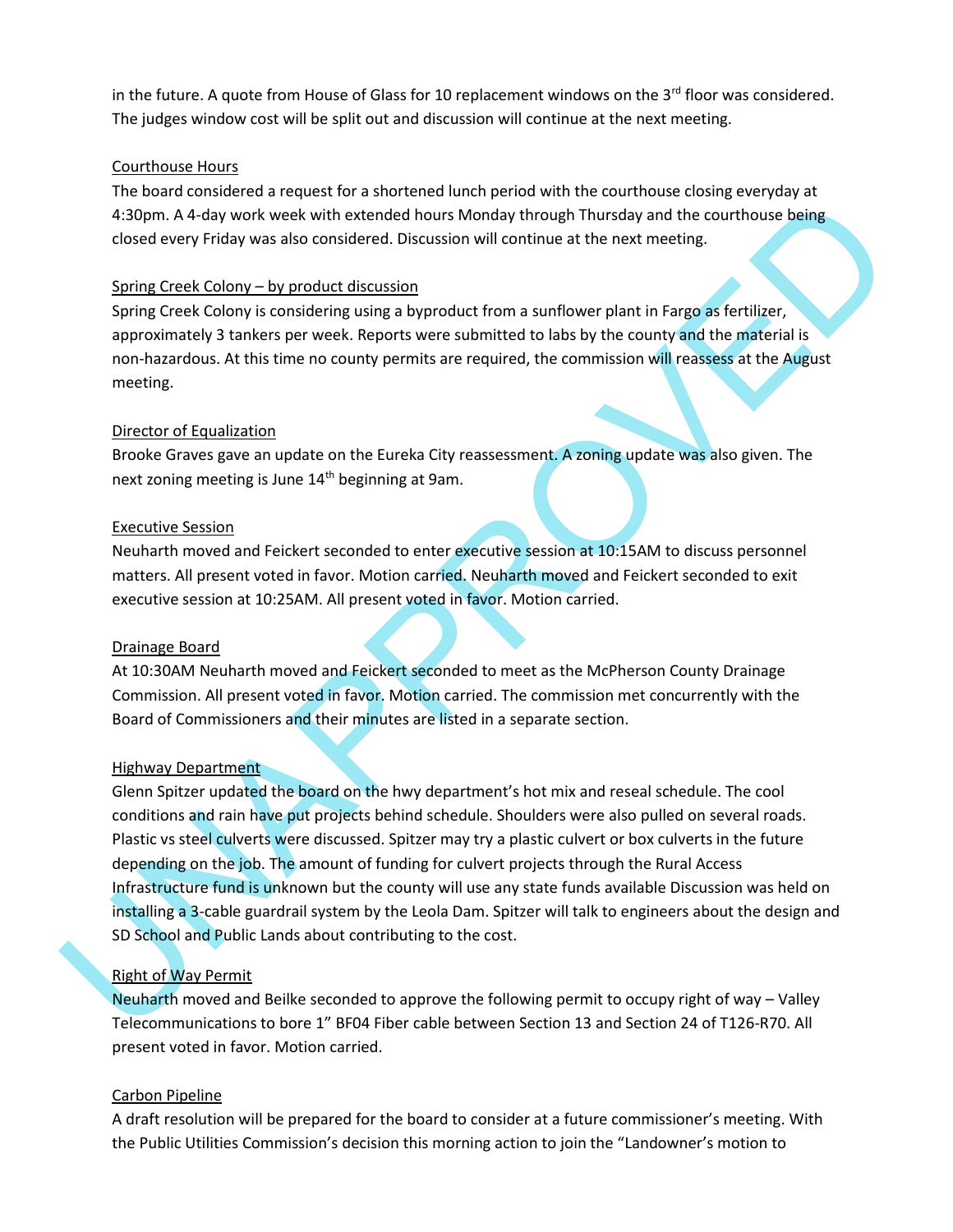in the future. A quote from House of Glass for 10 replacement windows on the 3rd floor was considered. The judges window cost will be split out and discussion will continue at the next meeting.

Courthouse Hours

The board considered a request for a shortened lunch period with the courthouse closing everyday at 4:30pm. A 4-day work week with extended hours Monday through Thursday and the courthouse being closed every Friday was also considered. Discussion will continue at the next meeting.

Spring Creek Colony – by product discussion

Spring Creek Colony is considering using a byproduct from a sunflower plant in Fargo as fertilizer, approximately 3 tankers per week. Reports were submitted to labs by the county and the material is non-hazardous. At this time no county permits are required, the commission will reassess at the August meeting.

Director of Equalization

Brooke Graves gave an update on the Eureka City reassessment. A zoning update was also given. The next zoning meeting is June 14th beginning at 9am.

Executive Session

Neuharth moved and Feickert seconded to enter executive session at 10:15AM to discuss personnel matters. All present voted in favor. Motion carried. Neuharth moved and Feickert seconded to exit executive session at 10:25AM. All present voted in favor. Motion carried.

Drainage Board

At 10:30AM Neuharth moved and Feickert seconded to meet as the McPherson County Drainage Commission. All present voted in favor. Motion carried. The commission met concurrently with the Board of Commissioners and their minutes are listed in a separate section.

Highway Department

Glenn Spitzer updated the board on the hwy department's hot mix and reseal schedule. The cool conditions and rain have put projects behind schedule. Shoulders were also pulled on several roads. Plastic vs steel culverts were discussed. Spitzer may try a plastic culvert or box culverts in the future depending on the job. The amount of funding for culvert projects through the Rural Access Infrastructure fund is unknown but the county will use any state funds available Discussion was held on installing a 3-cable guardrail system by the Leola Dam. Spitzer will talk to engineers about the design and SD School and Public Lands about contributing to the cost.

Right of Way Permit

Neuharth moved and Beilke seconded to approve the following permit to occupy right of way – Valley Telecommunications to bore 1" BF04 Fiber cable between Section 13 and Section 24 of T126-R70. All present voted in favor. Motion carried.

Carbon Pipeline

A draft resolution will be prepared for the board to consider at a future commissioner's meeting. With the Public Utilities Commission's decision this morning action to join the "Landowner's motion to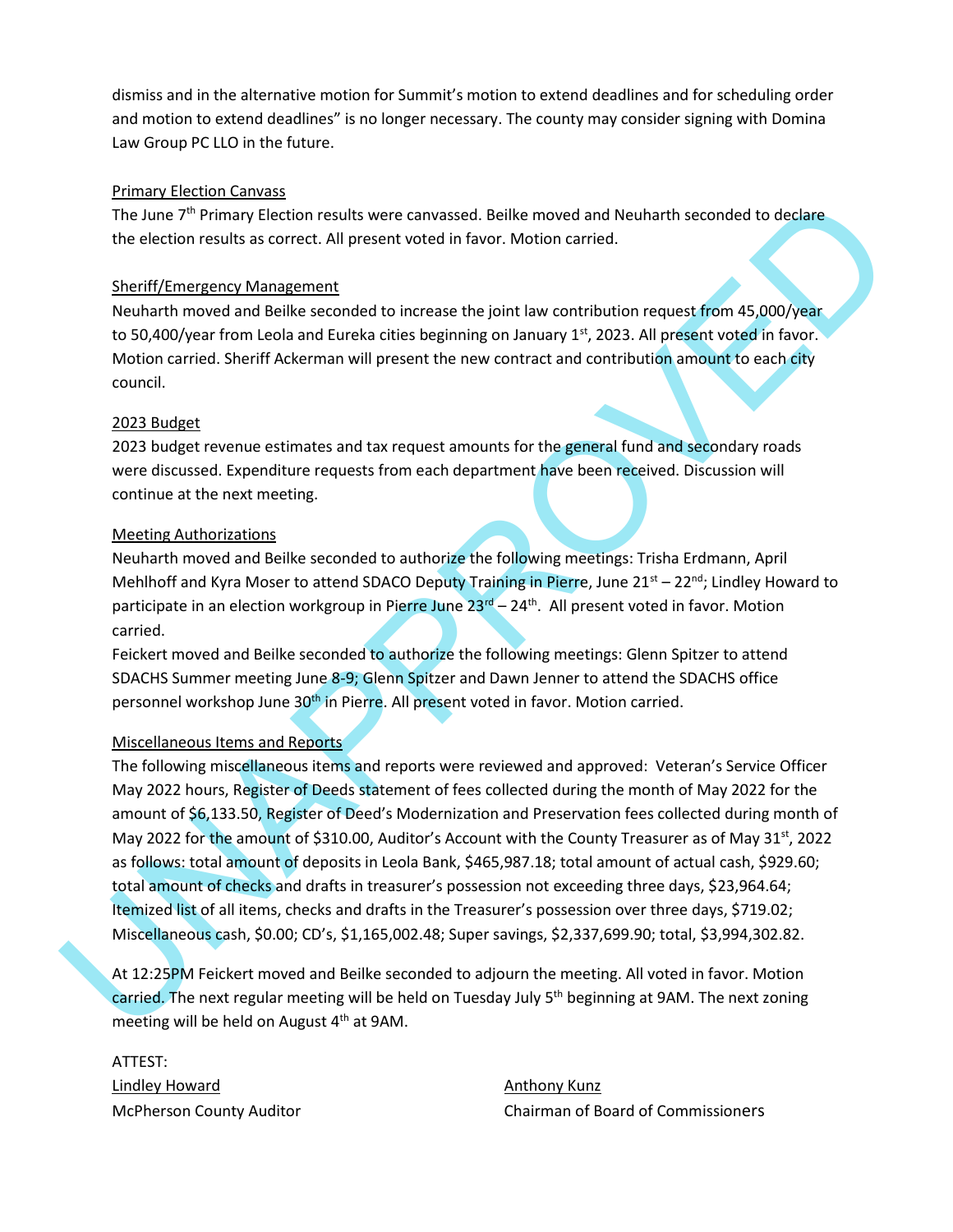dismiss and in the alternative motion for Summit's motion to extend deadlines and for scheduling order and motion to extend deadlines" is no longer necessary. The county may consider signing with Domina Law Group PC LLO in the future.

Primary Election Canvass

The June 7th Primary Election results were canvassed. Beilke moved and Neuharth seconded to declare the election results as correct. All present voted in favor. Motion carried.

Sheriff/Emergency Management

Neuharth moved and Beilke seconded to increase the joint law contribution request from 45,000/year to 50,400/year from Leola and Eureka cities beginning on January 1st, 2023. All present voted in favor. Motion carried. Sheriff Ackerman will present the new contract and contribution amount to each city council.

2023 Budget

2023 budget revenue estimates and tax request amounts for the general fund and secondary roads were discussed. Expenditure requests from each department have been received. Discussion will continue at the next meeting.

Meeting Authorizations

Neuharth moved and Beilke seconded to authorize the following meetings: Trisha Erdmann, April Mehlhoff and Kyra Moser to attend SDACO Deputy Training in Pierre, June 21st – 22nd; Lindley Howard to participate in an election workgroup in Pierre June 23rd – 24th. All present voted in favor. Motion carried.

Feickert moved and Beilke seconded to authorize the following meetings: Glenn Spitzer to attend SDACHS Summer meeting June 8-9; Glenn Spitzer and Dawn Jenner to attend the SDACHS office personnel workshop June 30th in Pierre. All present voted in favor. Motion carried.

Miscellaneous Items and Reports

The following miscellaneous items and reports were reviewed and approved: Veteran's Service Officer May 2022 hours, Register of Deeds statement of fees collected during the month of May 2022 for the amount of $6,133.50, Register of Deed's Modernization and Preservation fees collected during month of May 2022 for the amount of $310.00, Auditor's Account with the County Treasurer as of May 31st, 2022 as follows: total amount of deposits in Leola Bank, $465,987.18; total amount of actual cash, $929.60; total amount of checks and drafts in treasurer's possession not exceeding three days, $23,964.64; Itemized list of all items, checks and drafts in the Treasurer's possession over three days, $719.02; Miscellaneous cash, $0.00; CD's, $1,165,002.48; Super savings, $2,337,699.90; total, $3,994,302.82.

At 12:25PM Feickert moved and Beilke seconded to adjourn the meeting. All voted in favor. Motion carried. The next regular meeting will be held on Tuesday July 5th beginning at 9AM. The next zoning meeting will be held on August 4th at 9AM.

ATTEST:

Lindley Howard
McPherson County Auditor

Anthony Kunz
Chairman of Board of Commissioners

UNAPPROVED